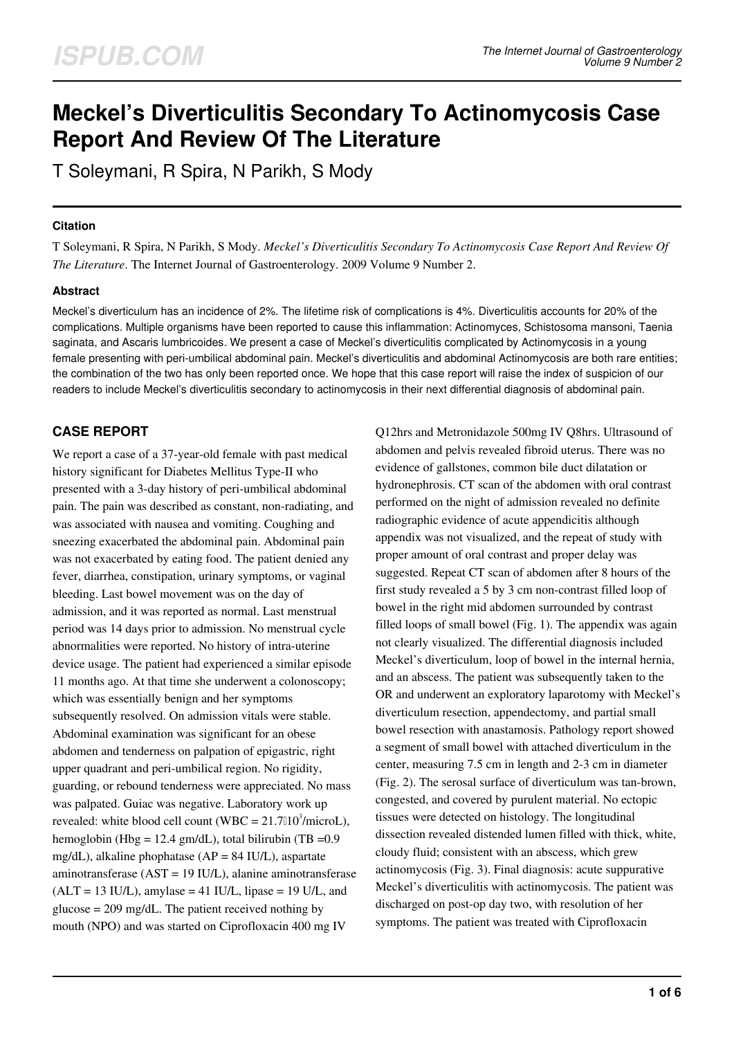# Meckel's Diverticulitis Secondary To Actinomycosis Case Report And Review Of The Literature

T Soleymani, R Spira, N Parikh, S Mody

## Citation

T Soleymani, R Spira, N Parikh, S Mody. *Meckel's Diverticulitis Secondary To Actinomycosis Case Report And Review Of The Literature*. The Internet Journal of Gastroenterology. 2009 Volume 9 Number 2.

## Abstract

Meckel's diverticulum has an incidence of 2%. The lifetime risk of complications is 4%. Diverticulitis accounts for 20% of the complications. Multiple organisms have been reported to cause this inflammation: Actinomyces, Schistosoma mansoni, Taenia saginata, and Ascaris lumbricoides. We present a case of Meckel's diverticulitis complicated by Actinomycosis in a young female presenting with peri-umbilical abdominal pain. Meckel's diverticulitis and abdominal Actinomycosis are both rare entities; the combination of the two has only been reported once. We hope that this case report will raise the index of suspicion of our readers to include Meckel's diverticulitis secondary to actinomycosis in their next differential diagnosis of abdominal pain.

## CASE REPORT

We report a case of a 37-year-old female with past medical history significant for Diabetes Mellitus Type-II who presented with a 3-day history of peri-umbilical abdominal pain. The pain was described as constant, non-radiating, and was associated with nausea and vomiting. Coughing and sneezing exacerbated the abdominal pain. Abdominal pain was not exacerbated by eating food. The patient denied any fever, diarrhea, constipation, urinary symptoms, or vaginal bleeding. Last bowel movement was on the day of admission, and it was reported as normal. Last menstrual period was 14 days prior to admission. No menstrual cycle abnormalities were reported. No history of intra-uterine device usage. The patient had experienced a similar episode 11 months ago. At that time she underwent a colonoscopy; which was essentially benign and her symptoms subsequently resolved. On admission vitals were stable. Abdominal examination was significant for an obese abdomen and tenderness on palpation of epigastric, right upper quadrant and peri-umbilical region. No rigidity, guarding, or rebound tenderness were appreciated. No mass was palpated. Guiac was negative. Laboratory work up revealed: white blood cell count (WBC = $21.7 \times 10^3$/microL), hemoglobin (Hbg = 12.4 gm/dL), total bilirubin (TB =0.9 mg/dL), alkaline phophatase (AP = 84 IU/L), aspartate aminotransferase (AST = 19 IU/L), alanine aminotransferase (ALT = 13 IU/L), amylase = 41 IU/L, lipase = 19 U/L, and glucose = 209 mg/dL. The patient received nothing by mouth (NPO) and was started on Ciprofloxacin 400 mg IV Q12hrs and Metronidazole 500mg IV Q8hrs. Ultrasound of abdomen and pelvis revealed fibroid uterus. There was no evidence of gallstones, common bile duct dilatation or hydronephrosis. CT scan of the abdomen with oral contrast performed on the night of admission revealed no definite radiographic evidence of acute appendicitis although appendix was not visualized, and the repeat of study with proper amount of oral contrast and proper delay was suggested. Repeat CT scan of abdomen after 8 hours of the first study revealed a 5 by 3 cm non-contrast filled loop of bowel in the right mid abdomen surrounded by contrast filled loops of small bowel (Fig. 1). The appendix was again not clearly visualized. The differential diagnosis included Meckel's diverticulum, loop of bowel in the internal hernia, and an abscess. The patient was subsequently taken to the OR and underwent an exploratory laparotomy with Meckel's diverticulum resection, appendectomy, and partial small bowel resection with anastamosis. Pathology report showed a segment of small bowel with attached diverticulum in the center, measuring 7.5 cm in length and 2-3 cm in diameter (Fig. 2). The serosal surface of diverticulum was tan-brown, congested, and covered by purulent material. No ectopic tissues were detected on histology. The longitudinal dissection revealed distended lumen filled with thick, white, cloudy fluid; consistent with an abscess, which grew actinomycosis (Fig. 3). Final diagnosis: acute suppurative Meckel's diverticulitis with actinomycosis. The patient was discharged on post-op day two, with resolution of her symptoms. The patient was treated with Ciprofloxacin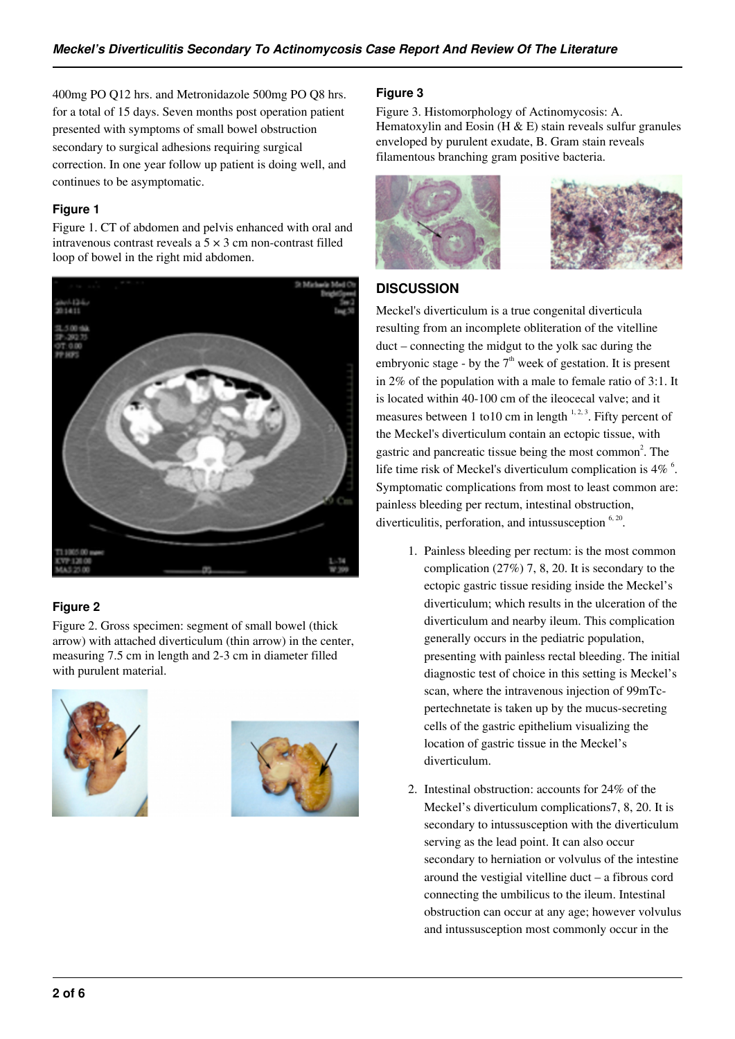400mg PO Q12 hrs. and Metronidazole 500mg PO Q8 hrs. for a total of 15 days. Seven months post operation patient presented with symptoms of small bowel obstruction secondary to surgical adhesions requiring surgical correction. In one year follow up patient is doing well, and continues to be asymptomatic.

### Figure 1

Figure 1. CT of abdomen and pelvis enhanced with oral and intravenous contrast reveals a 5 × 3 cm non-contrast filled loop of bowel in the right mid abdomen.

### Figure 2

Figure 2. Gross specimen: segment of small bowel (thick arrow) with attached diverticulum (thin arrow) in the center, measuring 7.5 cm in length and 2-3 cm in diameter filled with purulent material.

### Figure 3

Figure 3. Histomorphology of Actinomycosis: A. Hematoxylin and Eosin (H & E) stain reveals sulfur granules enveloped by purulent exudate, B. Gram stain reveals filamentous branching gram positive bacteria.

## DISCUSSION

Meckel's diverticulum is a true congenital diverticula resulting from an incomplete obliteration of the vitelline duct – connecting the midgut to the yolk sac during the embryonic stage - by the 7th week of gestation. It is present in 2% of the population with a male to female ratio of 3:1. It is located within 40-100 cm of the ileocecal valve; and it measures between 1 to10 cm in length [1, 2, 3]. Fifty percent of the Meckel's diverticulum contain an ectopic tissue, with gastric and pancreatic tissue being the most common[2]. The life time risk of Meckel's diverticulum complication is 4% [6]. Symptomatic complications from most to least common are: painless bleeding per rectum, intestinal obstruction, diverticulitis, perforation, and intussusception [6, 20].

1. Painless bleeding per rectum: is the most common complication (27%) 7, 8, 20. It is secondary to the ectopic gastric tissue residing inside the Meckel's diverticulum; which results in the ulceration of the diverticulum and nearby ileum. This complication generally occurs in the pediatric population, presenting with painless rectal bleeding. The initial diagnostic test of choice in this setting is Meckel's scan, where the intravenous injection of 99mTc-pertechnetate is taken up by the mucus-secreting cells of the gastric epithelium visualizing the location of gastric tissue in the Meckel's diverticulum.

2. Intestinal obstruction: accounts for 24% of the Meckel's diverticulum complications7, 8, 20. It is secondary to intussusception with the diverticulum serving as the lead point. It can also occur secondary to herniation or volvulus of the intestine around the vestigial vitelline duct – a fibrous cord connecting the umbilicus to the ileum. Intestinal obstruction can occur at any age; however volvulus and intussusception most commonly occur in the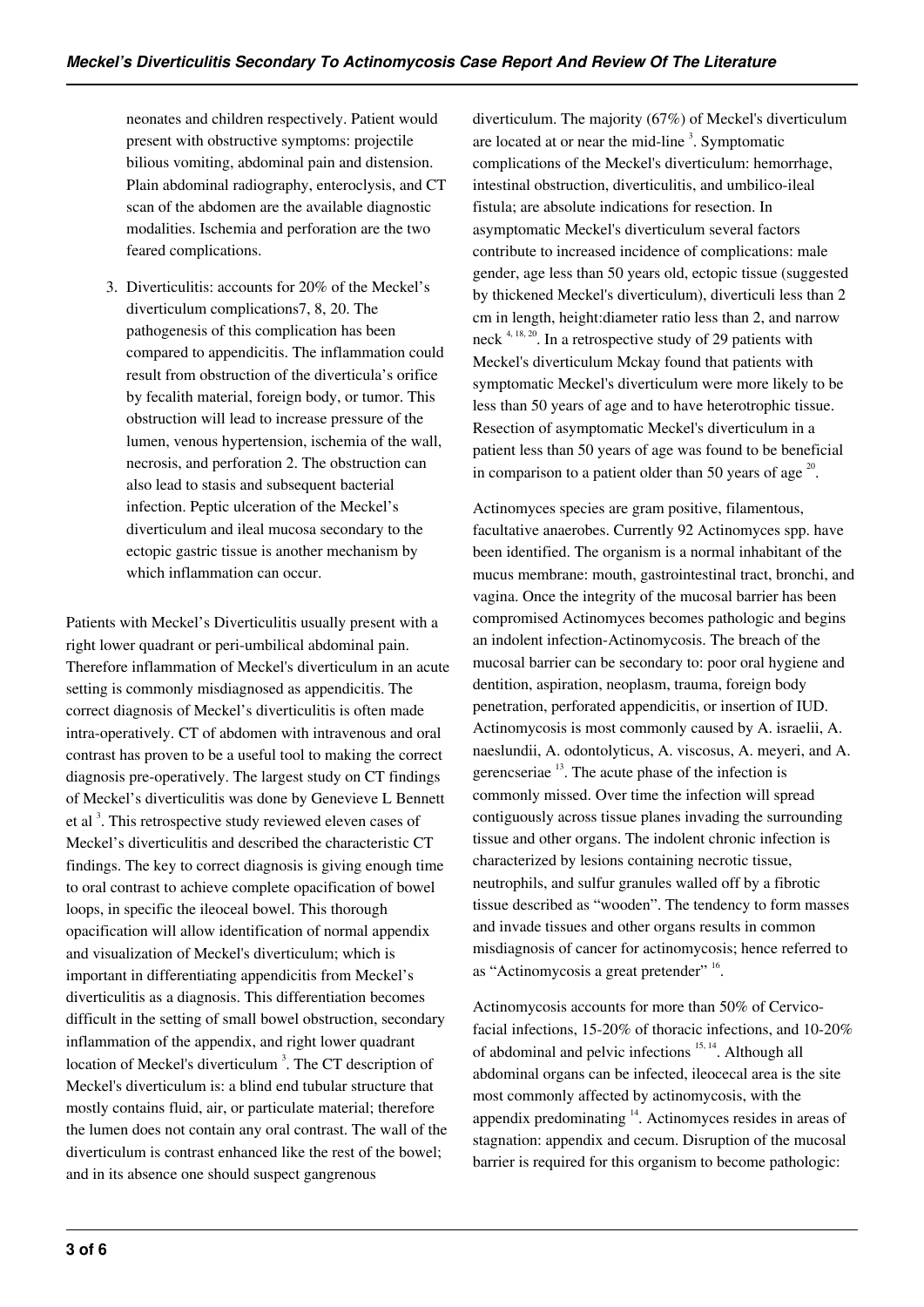neonates and children respectively. Patient would present with obstructive symptoms: projectile bilious vomiting, abdominal pain and distension. Plain abdominal radiography, enteroclysis, and CT scan of the abdomen are the available diagnostic modalities. Ischemia and perforation are the two feared complications.

3. Diverticulitis: accounts for 20% of the Meckel's diverticulum complications7, 8, 20. The pathogenesis of this complication has been compared to appendicitis. The inflammation could result from obstruction of the diverticula's orifice by fecalith material, foreign body, or tumor. This obstruction will lead to increase pressure of the lumen, venous hypertension, ischemia of the wall, necrosis, and perforation 2. The obstruction can also lead to stasis and subsequent bacterial infection. Peptic ulceration of the Meckel's diverticulum and ileal mucosa secondary to the ectopic gastric tissue is another mechanism by which inflammation can occur.

Patients with Meckel's Diverticulitis usually present with a right lower quadrant or peri-umbilical abdominal pain. Therefore inflammation of Meckel's diverticulum in an acute setting is commonly misdiagnosed as appendicitis. The correct diagnosis of Meckel's diverticulitis is often made intra-operatively. CT of abdomen with intravenous and oral contrast has proven to be a useful tool to making the correct diagnosis pre-operatively. The largest study on CT findings of Meckel's diverticulitis was done by Genevieve L Bennett et al [3]. This retrospective study reviewed eleven cases of Meckel's diverticulitis and described the characteristic CT findings. The key to correct diagnosis is giving enough time to oral contrast to achieve complete opacification of bowel loops, in specific the ileoceal bowel. This thorough opacification will allow identification of normal appendix and visualization of Meckel's diverticulum; which is important in differentiating appendicitis from Meckel's diverticulitis as a diagnosis. This differentiation becomes difficult in the setting of small bowel obstruction, secondary inflammation of the appendix, and right lower quadrant location of Meckel's diverticulum [3]. The CT description of Meckel's diverticulum is: a blind end tubular structure that mostly contains fluid, air, or particulate material; therefore the lumen does not contain any oral contrast. The wall of the diverticulum is contrast enhanced like the rest of the bowel; and in its absence one should suspect gangrenous diverticulum. The majority (67%) of Meckel's diverticulum are located at or near the mid-line [3]. Symptomatic complications of the Meckel's diverticulum: hemorrhage, intestinal obstruction, diverticulitis, and umbilico-ileal fistula; are absolute indications for resection. In asymptomatic Meckel's diverticulum several factors contribute to increased incidence of complications: male gender, age less than 50 years old, ectopic tissue (suggested by thickened Meckel's diverticulum), diverticuli less than 2 cm in length, height:diameter ratio less than 2, and narrow neck [4, 18, 20]. In a retrospective study of 29 patients with Meckel's diverticulum Mckay found that patients with symptomatic Meckel's diverticulum were more likely to be less than 50 years of age and to have heterotrophic tissue. Resection of asymptomatic Meckel's diverticulum in a patient less than 50 years of age was found to be beneficial in comparison to a patient older than 50 years of age [20].

Actinomyces species are gram positive, filamentous, facultative anaerobes. Currently 92 Actinomyces spp. have been identified. The organism is a normal inhabitant of the mucus membrane: mouth, gastrointestinal tract, bronchi, and vagina. Once the integrity of the mucosal barrier has been compromised Actinomyces becomes pathologic and begins an indolent infection-Actinomycosis. The breach of the mucosal barrier can be secondary to: poor oral hygiene and dentition, aspiration, neoplasm, trauma, foreign body penetration, perforated appendicitis, or insertion of IUD. Actinomycosis is most commonly caused by A. israelii, A. naeslundii, A. odontolyticus, A. viscosus, A. meyeri, and A. gerencseriae [13]. The acute phase of the infection is commonly missed. Over time the infection will spread contiguously across tissue planes invading the surrounding tissue and other organs. The indolent chronic infection is characterized by lesions containing necrotic tissue, neutrophils, and sulfur granules walled off by a fibrotic tissue described as "wooden". The tendency to form masses and invade tissues and other organs results in common misdiagnosis of cancer for actinomycosis; hence referred to as "Actinomycosis a great pretender" [16].

Actinomycosis accounts for more than 50% of Cervico-facial infections, 15-20% of thoracic infections, and 10-20% of abdominal and pelvic infections [15, 14]. Although all abdominal organs can be infected, ileocecal area is the site most commonly affected by actinomycosis, with the appendix predominating [14]. Actinomyces resides in areas of stagnation: appendix and cecum. Disruption of the mucosal barrier is required for this organism to become pathologic: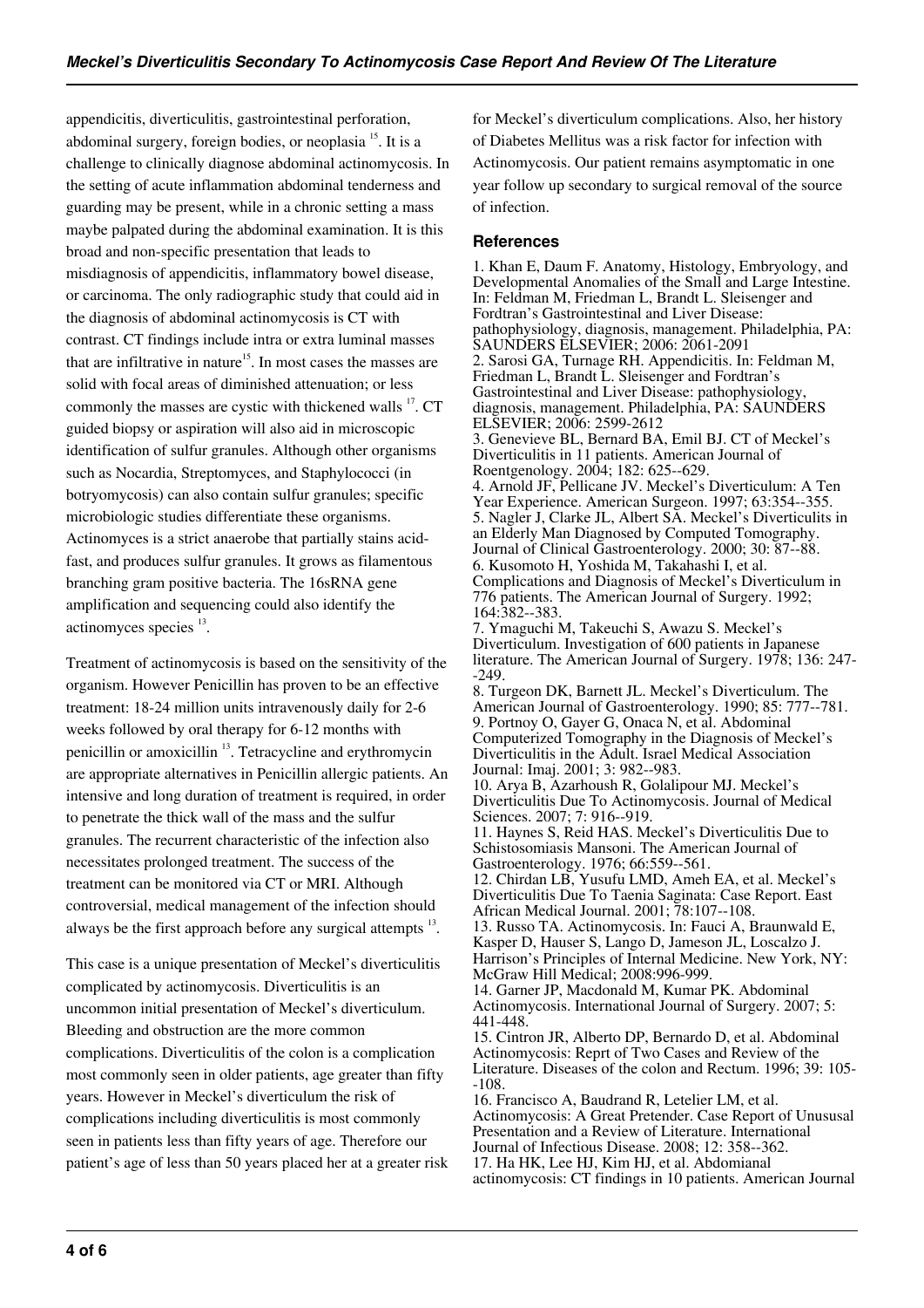appendicitis, diverticulitis, gastrointestinal perforation, abdominal surgery, foreign bodies, or neoplasia [15]. It is a challenge to clinically diagnose abdominal actinomycosis. In the setting of acute inflammation abdominal tenderness and guarding may be present, while in a chronic setting a mass maybe palpated during the abdominal examination. It is this broad and non-specific presentation that leads to misdiagnosis of appendicitis, inflammatory bowel disease, or carcinoma. The only radiographic study that could aid in the diagnosis of abdominal actinomycosis is CT with contrast. CT findings include intra or extra luminal masses that are infiltrative in nature[15]. In most cases the masses are solid with focal areas of diminished attenuation; or less commonly the masses are cystic with thickened walls [17]. CT guided biopsy or aspiration will also aid in microscopic identification of sulfur granules. Although other organisms such as Nocardia, Streptomyces, and Staphylococci (in botryomycosis) can also contain sulfur granules; specific microbiologic studies differentiate these organisms. Actinomyces is a strict anaerobe that partially stains acid-fast, and produces sulfur granules. It grows as filamentous branching gram positive bacteria. The 16sRNA gene amplification and sequencing could also identify the actinomyces species [13].

Treatment of actinomycosis is based on the sensitivity of the organism. However Penicillin has proven to be an effective treatment: 18-24 million units intravenously daily for 2-6 weeks followed by oral therapy for 6-12 months with penicillin or amoxicillin [13]. Tetracycline and erythromycin are appropriate alternatives in Penicillin allergic patients. An intensive and long duration of treatment is required, in order to penetrate the thick wall of the mass and the sulfur granules. The recurrent characteristic of the infection also necessitates prolonged treatment. The success of the treatment can be monitored via CT or MRI. Although controversial, medical management of the infection should always be the first approach before any surgical attempts [13].

This case is a unique presentation of Meckel's diverticulitis complicated by actinomycosis. Diverticulitis is an uncommon initial presentation of Meckel's diverticulum. Bleeding and obstruction are the more common complications. Diverticulitis of the colon is a complication most commonly seen in older patients, age greater than fifty years. However in Meckel's diverticulum the risk of complications including diverticulitis is most commonly seen in patients less than fifty years of age. Therefore our patient's age of less than 50 years placed her at a greater risk for Meckel's diverticulum complications. Also, her history of Diabetes Mellitus was a risk factor for infection with Actinomycosis. Our patient remains asymptomatic in one year follow up secondary to surgical removal of the source of infection.

## References

1. Khan E, Daum F. Anatomy, Histology, Embryology, and Developmental Anomalies of the Small and Large Intestine. In: Feldman M, Friedman L, Brandt L. Sleisenger and Fordtran's Gastrointestinal and Liver Disease: pathophysiology, diagnosis, management. Philadelphia, PA: SAUNDERS ELSEVIER; 2006: 2061-2091
2. Sarosi GA, Turnage RH. Appendicitis. In: Feldman M, Friedman L, Brandt L. Sleisenger and Fordtran's Gastrointestinal and Liver Disease: pathophysiology, diagnosis, management. Philadelphia, PA: SAUNDERS ELSEVIER; 2006: 2599-2612
3. Genevieve BL, Bernard BA, Emil BJ. CT of Meckel's Diverticulitis in 11 patients. American Journal of Roentgenology. 2004; 182: 625--629.
4. Arnold JF, Pellicane JV. Meckel's Diverticulum: A Ten Year Experience. American Surgeon. 1997; 63:354--355.
5. Nagler J, Clarke JL, Albert SA. Meckel's Diverticulits in an Elderly Man Diagnosed by Computed Tomography. Journal of Clinical Gastroenterology. 2000; 30: 87--88.
6. Kusomoto H, Yoshida M, Takahashi I, et al. Complications and Diagnosis of Meckel's Diverticulum in 776 patients. The American Journal of Surgery. 1992; 164:382--383.
7. Ymaguchi M, Takeuchi S, Awazu S. Meckel's Diverticulum. Investigation of 600 patients in Japanese literature. The American Journal of Surgery. 1978; 136: 247--249.
8. Turgeon DK, Barnett JL. Meckel's Diverticulum. The American Journal of Gastroenterology. 1990; 85: 777--781.
9. Portnoy O, Gayer G, Onaca N, et al. Abdominal Computerized Tomography in the Diagnosis of Meckel's Diverticulitis in the Adult. Israel Medical Association Journal: Imaj. 2001; 3: 982--983.
10. Arya B, Azarhoush R, Golalipour MJ. Meckel's Diverticulitis Due To Actinomycosis. Journal of Medical Sciences. 2007; 7: 916--919.
11. Haynes S, Reid HAS. Meckel's Diverticulitis Due to Schistosomiasis Mansoni. The American Journal of Gastroenterology. 1976; 66:559--561.
12. Chirdan LB, Yusufu LMD, Ameh EA, et al. Meckel's Diverticulitis Due To Taenia Saginata: Case Report. East African Medical Journal. 2001; 78:107--108.
13. Russo TA. Actinomycosis. In: Fauci A, Braunwald E, Kasper D, Hauser S, Lango D, Jameson JL, Loscalzo J. Harrison's Principles of Internal Medicine. New York, NY: McGraw Hill Medical; 2008:996-999.
14. Garner JP, Macdonald M, Kumar PK. Abdominal Actinomycosis. International Journal of Surgery. 2007; 5: 441-448.
15. Cintron JR, Alberto DP, Bernardo D, et al. Abdominal Actinomycosis: Reprt of Two Cases and Review of the Literature. Diseases of the colon and Rectum. 1996; 39: 105--108.
16. Francisco A, Baudrand R, Letelier LM, et al. Actinomycosis: A Great Pretender. Case Report of Unusual Presentation and a Review of Literature. International Journal of Infectious Disease. 2008; 12: 358--362.
17. Ha HK, Lee HJ, Kim HJ, et al. Abdomianal actinomycosis: CT findings in 10 patients. American Journal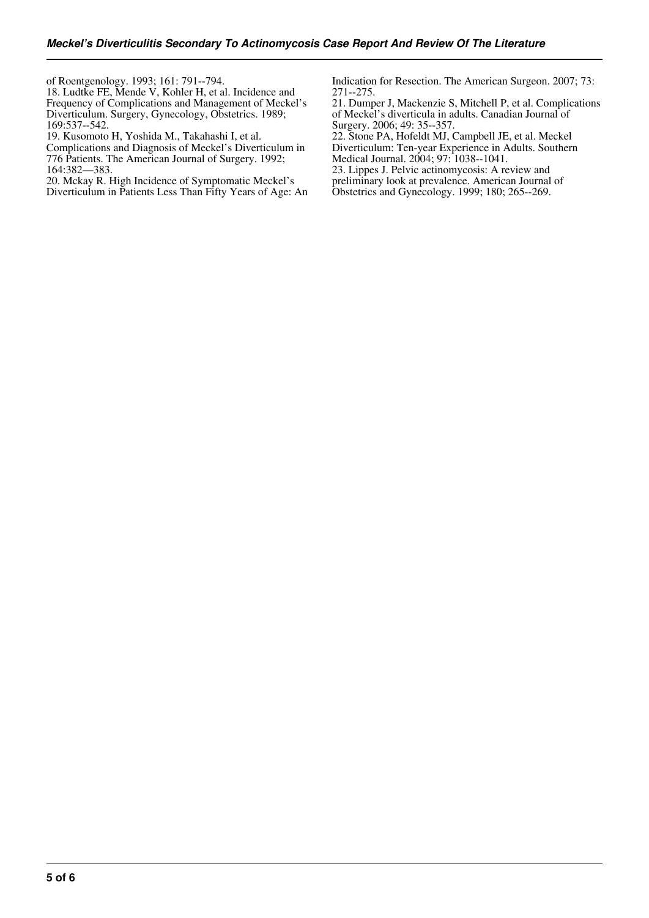of Roentgenology. 1993; 161: 791--794.

18. Ludtke FE, Mende V, Kohler H, et al. Incidence and Frequency of Complications and Management of Meckel's Diverticulum. Surgery, Gynecology, Obstetrics. 1989; 169:537--542.

19. Kusomoto H, Yoshida M., Takahashi I, et al. Complications and Diagnosis of Meckel's Diverticulum in 776 Patients. The American Journal of Surgery. 1992; 164:382—383.

20. Mckay R. High Incidence of Symptomatic Meckel's Diverticulum in Patients Less Than Fifty Years of Age: An Indication for Resection. The American Surgeon. 2007; 73: 271--275.

21. Dumper J, Mackenzie S, Mitchell P, et al. Complications of Meckel's diverticula in adults. Canadian Journal of Surgery. 2006; 49: 35--357.

22. Stone PA, Hofeldt MJ, Campbell JE, et al. Meckel Diverticulum: Ten-year Experience in Adults. Southern Medical Journal. 2004; 97: 1038--1041.

23. Lippes J. Pelvic actinomycosis: A review and preliminary look at prevalence. American Journal of Obstetrics and Gynecology. 1999; 180; 265--269.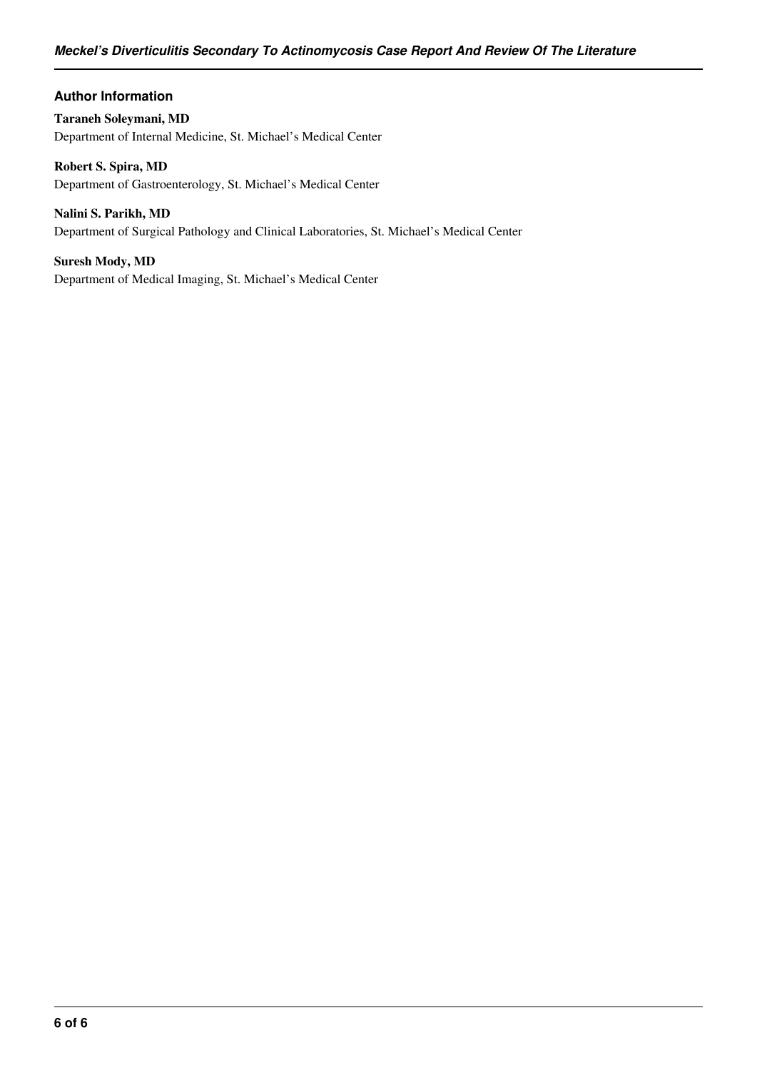## Author Information

**Taraneh Soleymani, MD**
Department of Internal Medicine, St. Michael's Medical Center

**Robert S. Spira, MD**
Department of Gastroenterology, St. Michael's Medical Center

**Nalini S. Parikh, MD**
Department of Surgical Pathology and Clinical Laboratories, St. Michael's Medical Center

**Suresh Mody, MD**
Department of Medical Imaging, St. Michael's Medical Center